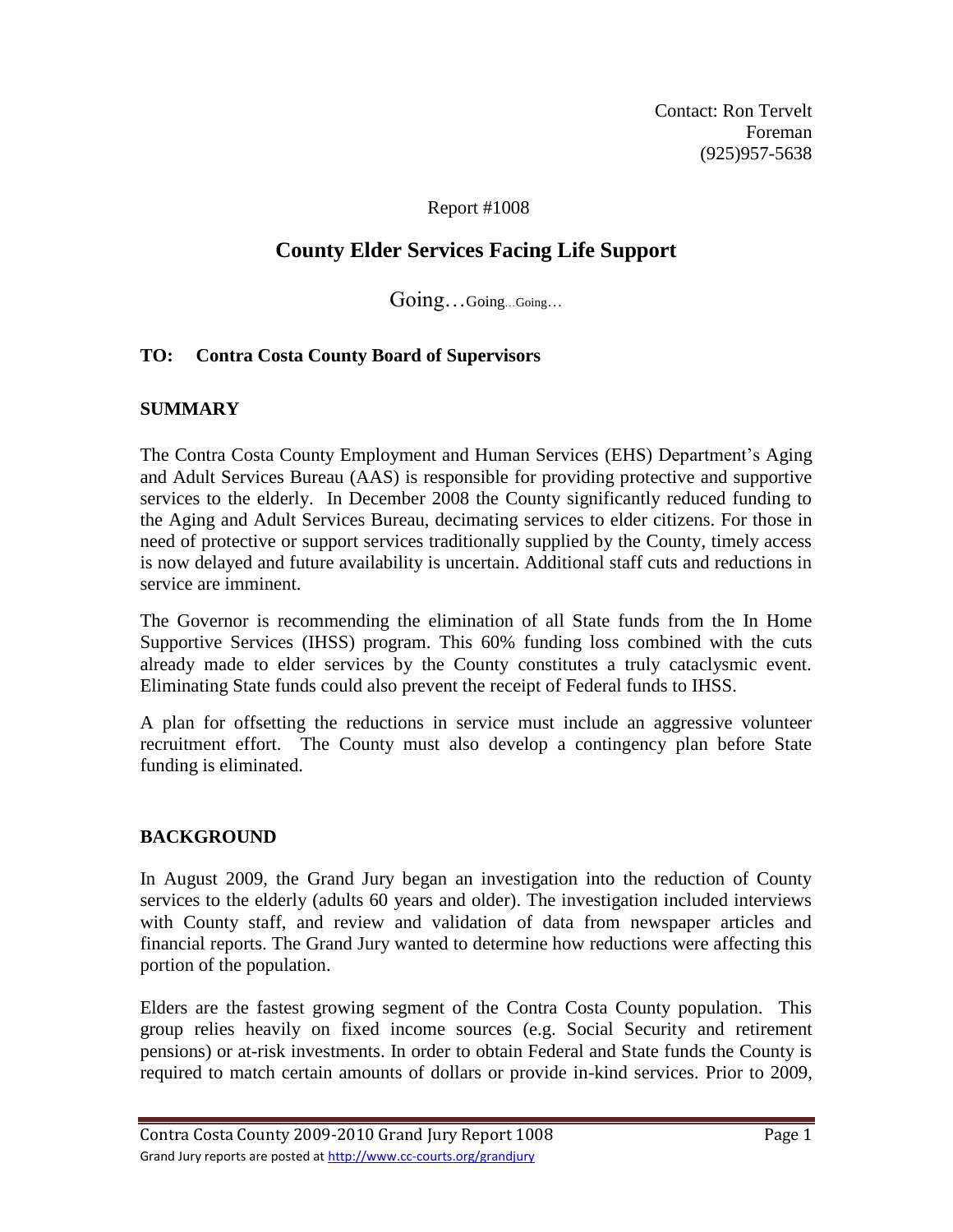Contact: Ron Tervelt
Foreman
(925)957-5638

Report #1008

# County Elder Services Facing Life Support

Going…Going…Going…

**TO: Contra Costa County Board of Supervisors**

## SUMMARY

The Contra Costa County Employment and Human Services (EHS) Department's Aging and Adult Services Bureau (AAS) is responsible for providing protective and supportive services to the elderly. In December 2008 the County significantly reduced funding to the Aging and Adult Services Bureau, decimating services to elder citizens. For those in need of protective or support services traditionally supplied by the County, timely access is now delayed and future availability is uncertain. Additional staff cuts and reductions in service are imminent.

The Governor is recommending the elimination of all State funds from the In Home Supportive Services (IHSS) program. This 60% funding loss combined with the cuts already made to elder services by the County constitutes a truly cataclysmic event. Eliminating State funds could also prevent the receipt of Federal funds to IHSS.

A plan for offsetting the reductions in service must include an aggressive volunteer recruitment effort. The County must also develop a contingency plan before State funding is eliminated.

## BACKGROUND

In August 2009, the Grand Jury began an investigation into the reduction of County services to the elderly (adults 60 years and older). The investigation included interviews with County staff, and review and validation of data from newspaper articles and financial reports. The Grand Jury wanted to determine how reductions were affecting this portion of the population.

Elders are the fastest growing segment of the Contra Costa County population. This group relies heavily on fixed income sources (e.g. Social Security and retirement pensions) or at-risk investments. In order to obtain Federal and State funds the County is required to match certain amounts of dollars or provide in-kind services. Prior to 2009,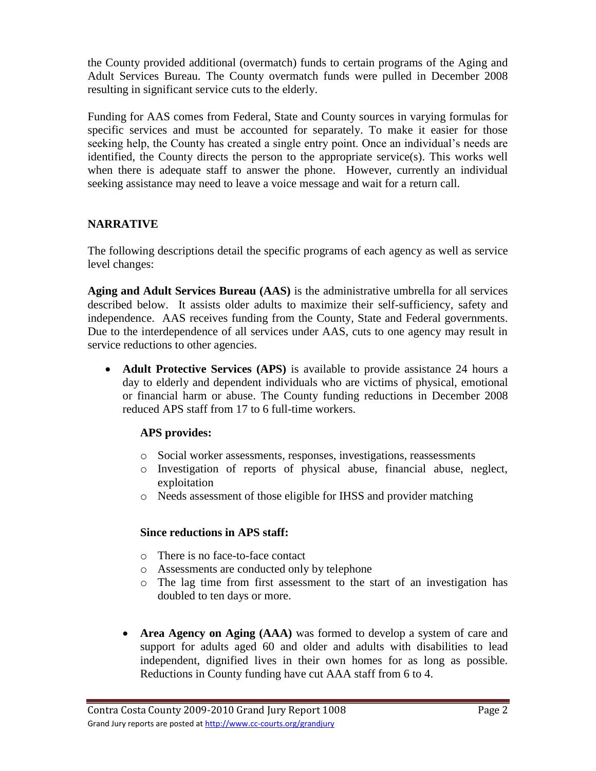the County provided additional (overmatch) funds to certain programs of the Aging and Adult Services Bureau. The County overmatch funds were pulled in December 2008 resulting in significant service cuts to the elderly.

Funding for AAS comes from Federal, State and County sources in varying formulas for specific services and must be accounted for separately. To make it easier for those seeking help, the County has created a single entry point. Once an individual's needs are identified, the County directs the person to the appropriate service(s). This works well when there is adequate staff to answer the phone. However, currently an individual seeking assistance may need to leave a voice message and wait for a return call.

## NARRATIVE

The following descriptions detail the specific programs of each agency as well as service level changes:

**Aging and Adult Services Bureau (AAS)** is the administrative umbrella for all services described below. It assists older adults to maximize their self-sufficiency, safety and independence. AAS receives funding from the County, State and Federal governments. Due to the interdependence of all services under AAS, cuts to one agency may result in service reductions to other agencies.

- **Adult Protective Services (APS)** is available to provide assistance 24 hours a day to elderly and dependent individuals who are victims of physical, emotional or financial harm or abuse. The County funding reductions in December 2008 reduced APS staff from 17 to 6 full-time workers.

  **APS provides:**

  - Social worker assessments, responses, investigations, reassessments
  - Investigation of reports of physical abuse, financial abuse, neglect, exploitation
  - Needs assessment of those eligible for IHSS and provider matching

  **Since reductions in APS staff:**

  - There is no face-to-face contact
  - Assessments are conducted only by telephone
  - The lag time from first assessment to the start of an investigation has doubled to ten days or more.

- **Area Agency on Aging (AAA)** was formed to develop a system of care and support for adults aged 60 and older and adults with disabilities to lead independent, dignified lives in their own homes for as long as possible. Reductions in County funding have cut AAA staff from 6 to 4.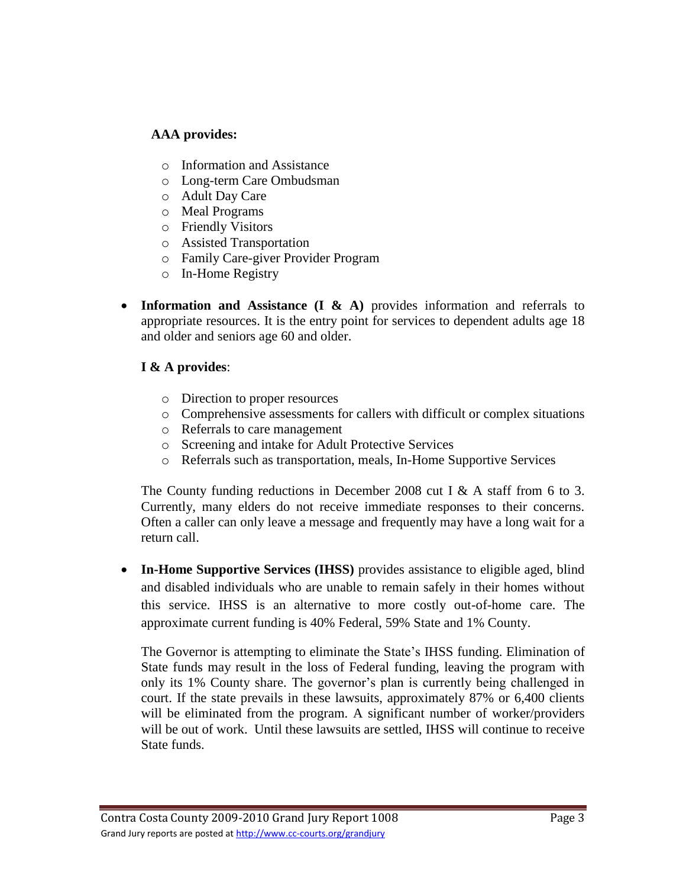**AAA provides:**

- Information and Assistance
- Long-term Care Ombudsman
- Adult Day Care
- Meal Programs
- Friendly Visitors
- Assisted Transportation
- Family Care-giver Provider Program
- In-Home Registry

- **Information and Assistance (I & A)** provides information and referrals to appropriate resources. It is the entry point for services to dependent adults age 18 and older and seniors age 60 and older.

  **I & A provides**:

  - Direction to proper resources
  - Comprehensive assessments for callers with difficult or complex situations
  - Referrals to care management
  - Screening and intake for Adult Protective Services
  - Referrals such as transportation, meals, In-Home Supportive Services

  The County funding reductions in December 2008 cut I & A staff from 6 to 3. Currently, many elders do not receive immediate responses to their concerns. Often a caller can only leave a message and frequently may have a long wait for a return call.

- **In-Home Supportive Services (IHSS)** provides assistance to eligible aged, blind and disabled individuals who are unable to remain safely in their homes without this service. IHSS is an alternative to more costly out-of-home care. The approximate current funding is 40% Federal, 59% State and 1% County.

  The Governor is attempting to eliminate the State's IHSS funding. Elimination of State funds may result in the loss of Federal funding, leaving the program with only its 1% County share. The governor's plan is currently being challenged in court. If the state prevails in these lawsuits, approximately 87% or 6,400 clients will be eliminated from the program. A significant number of worker/providers will be out of work. Until these lawsuits are settled, IHSS will continue to receive State funds.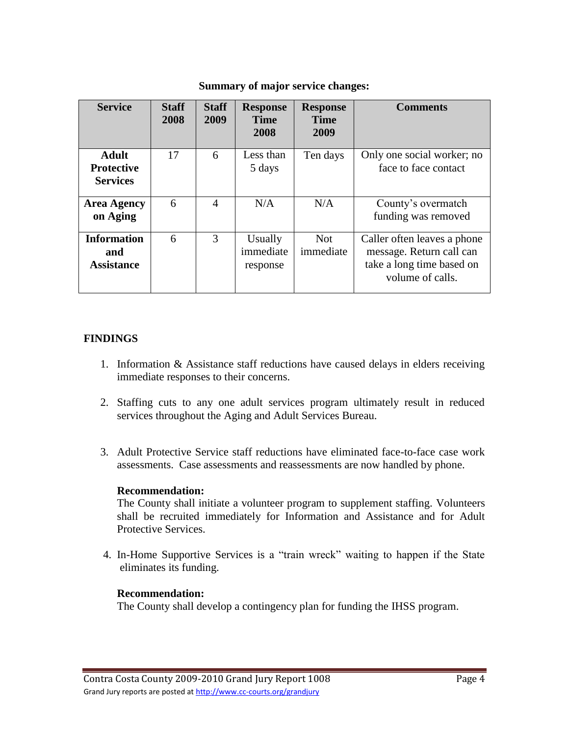**Summary of major service changes:**

| Service | Staff 2008 | Staff 2009 | Response Time 2008 | Response Time 2009 | Comments |
|---|---|---|---|---|---|
| **Adult Protective Services** | 17 | 6 | Less than 5 days | Ten days | Only one social worker; no face to face contact |
| **Area Agency on Aging** | 6 | 4 | N/A | N/A | County's overmatch funding was removed |
| **Information and Assistance** | 6 | 3 | Usually immediate response | Not immediate | Caller often leaves a phone message. Return call can take a long time based on volume of calls. |

## FINDINGS

1. Information & Assistance staff reductions have caused delays in elders receiving immediate responses to their concerns.

2. Staffing cuts to any one adult services program ultimately result in reduced services throughout the Aging and Adult Services Bureau.

3. Adult Protective Service staff reductions have eliminated face-to-face case work assessments. Case assessments and reassessments are now handled by phone.

   **Recommendation:**
   The County shall initiate a volunteer program to supplement staffing. Volunteers shall be recruited immediately for Information and Assistance and for Adult Protective Services.

4. In-Home Supportive Services is a "train wreck" waiting to happen if the State eliminates its funding.

   **Recommendation:**
   The County shall develop a contingency plan for funding the IHSS program.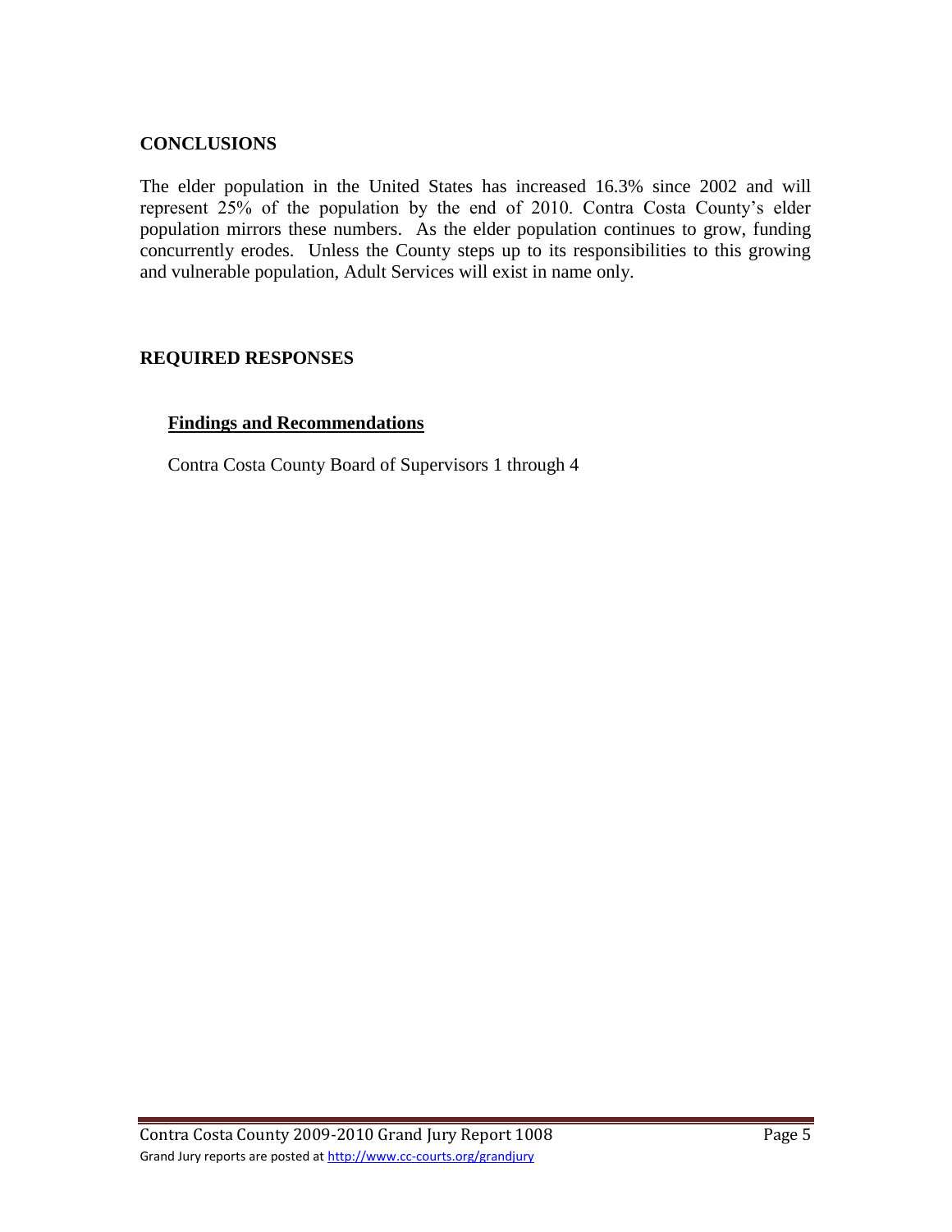## CONCLUSIONS

The elder population in the United States has increased 16.3% since 2002 and will represent 25% of the population by the end of 2010. Contra Costa County's elder population mirrors these numbers. As the elder population continues to grow, funding concurrently erodes. Unless the County steps up to its responsibilities to this growing and vulnerable population, Adult Services will exist in name only.

## REQUIRED RESPONSES

### Findings and Recommendations

Contra Costa County Board of Supervisors 1 through 4